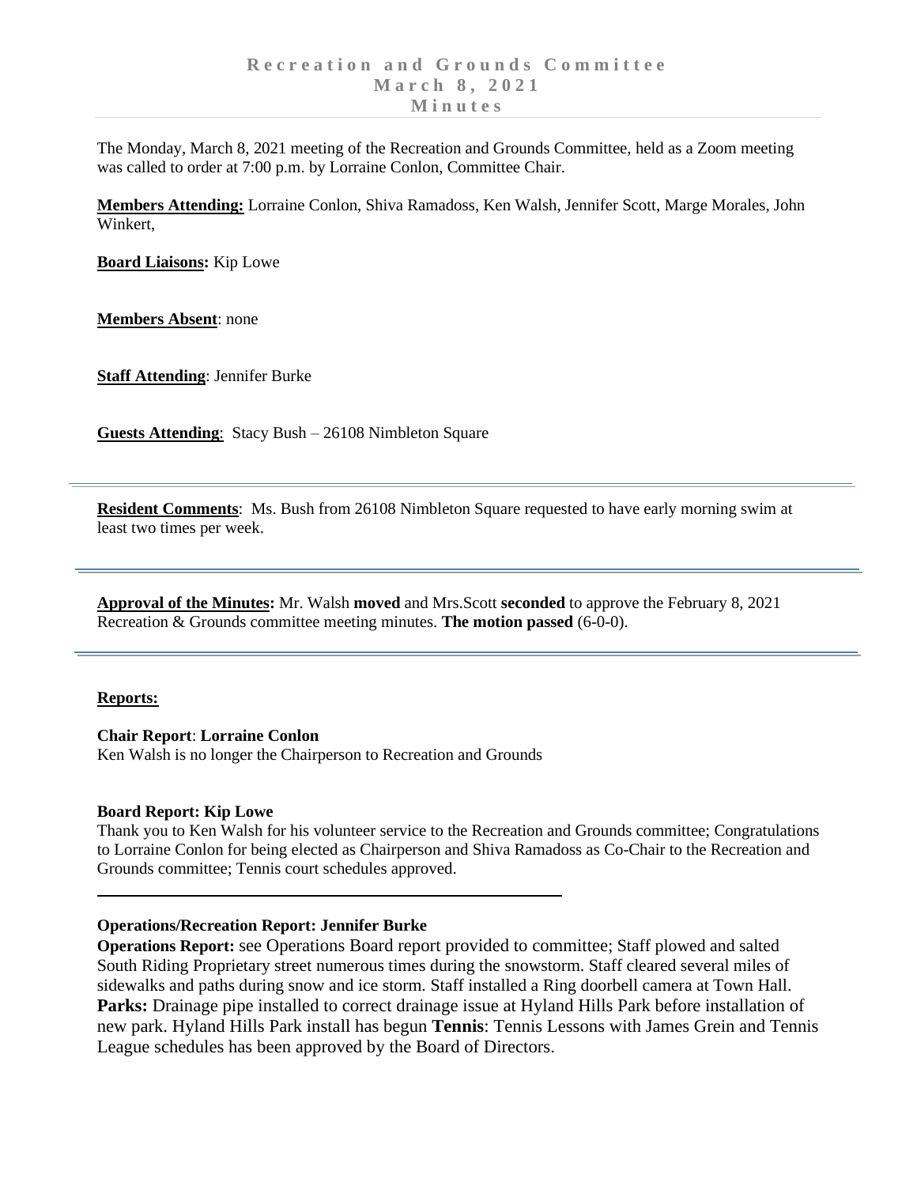# Recreation and Grounds Committee
## March 8, 2021
## Minutes

The Monday, March 8, 2021 meeting of the Recreation and Grounds Committee, held as a Zoom meeting was called to order at 7:00 p.m. by Lorraine Conlon, Committee Chair.

**Members Attending:** Lorraine Conlon, Shiva Ramadoss, Ken Walsh, Jennifer Scott, Marge Morales, John Winkert,

**Board Liaisons:** Kip Lowe

**Members Absent**: none

**Staff Attending**: Jennifer Burke

**Guests Attending**: Stacy Bush – 26108 Nimbleton Square

---

**Resident Comments**: Ms. Bush from 26108 Nimbleton Square requested to have early morning swim at least two times per week.

---

**Approval of the Minutes:** Mr. Walsh **moved** and Mrs.Scott **seconded** to approve the February 8, 2021 Recreation & Grounds committee meeting minutes. **The motion passed** (6-0-0).

---

**Reports:**

**Chair Report**: **Lorraine Conlon**
Ken Walsh is no longer the Chairperson to Recreation and Grounds

**Board Report: Kip Lowe**
Thank you to Ken Walsh for his volunteer service to the Recreation and Grounds committee; Congratulations to Lorraine Conlon for being elected as Chairperson and Shiva Ramadoss as Co-Chair to the Recreation and Grounds committee; Tennis court schedules approved.

---

**Operations/Recreation Report: Jennifer Burke**
**Operations Report:** see Operations Board report provided to committee; Staff plowed and salted South Riding Proprietary street numerous times during the snowstorm. Staff cleared several miles of sidewalks and paths during snow and ice storm. Staff installed a Ring doorbell camera at Town Hall. **Parks:** Drainage pipe installed to correct drainage issue at Hyland Hills Park before installation of new park. Hyland Hills Park install has begun **Tennis**: Tennis Lessons with James Grein and Tennis League schedules has been approved by the Board of Directors.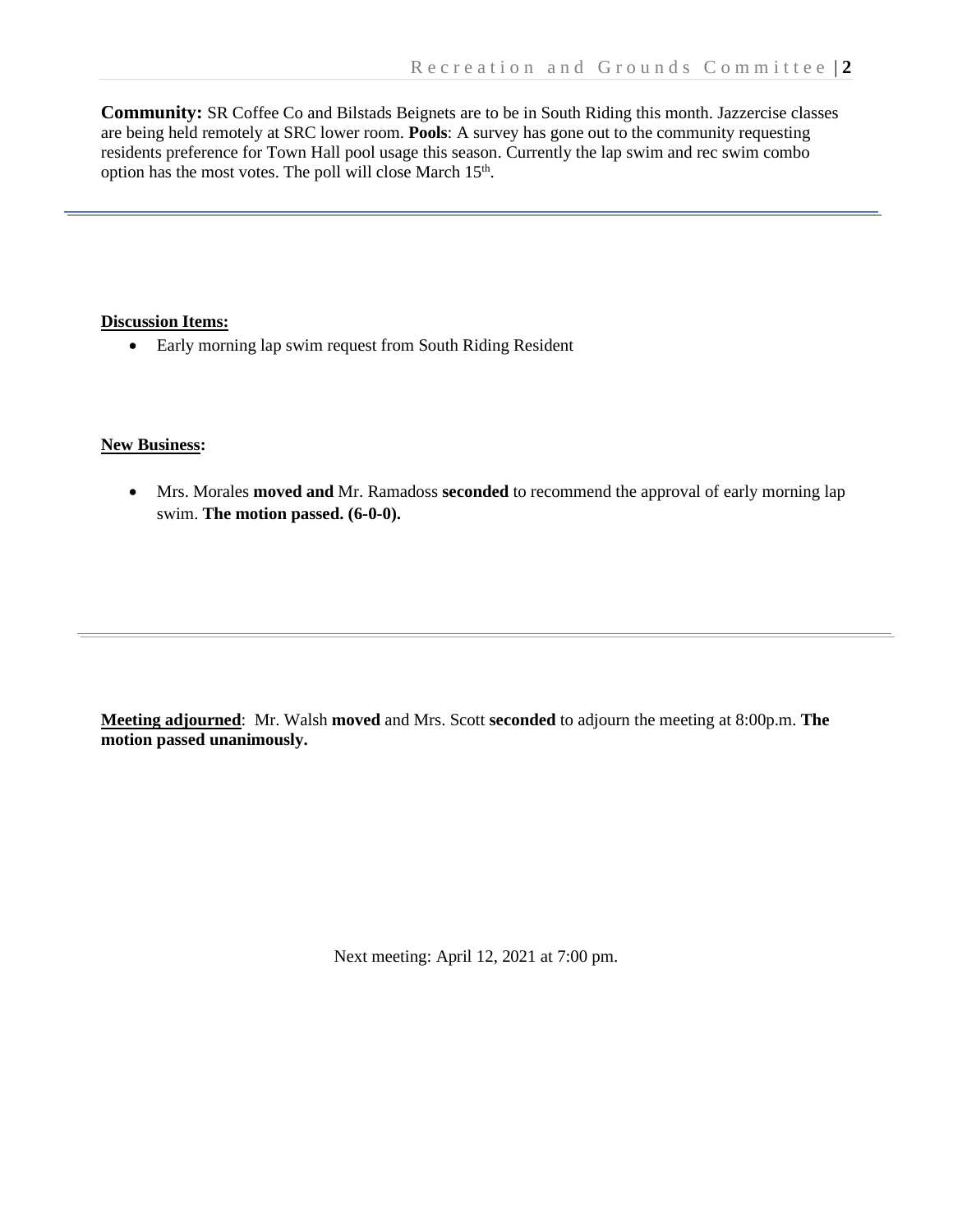**Community:** SR Coffee Co and Bilstads Beignets are to be in South Riding this month. Jazzercise classes are being held remotely at SRC lower room. **Pools**: A survey has gone out to the community requesting residents preference for Town Hall pool usage this season. Currently the lap swim and rec swim combo option has the most votes. The poll will close March 15th.

---

**Discussion Items:**

- Early morning lap swim request from South Riding Resident

**New Business:**

- Mrs. Morales **moved and** Mr. Ramadoss **seconded** to recommend the approval of early morning lap swim. **The motion passed. (6-0-0).**

---

**Meeting adjourned**: Mr. Walsh **moved** and Mrs. Scott **seconded** to adjourn the meeting at 8:00p.m. **The motion passed unanimously.**

Next meeting: April 12, 2021 at 7:00 pm.